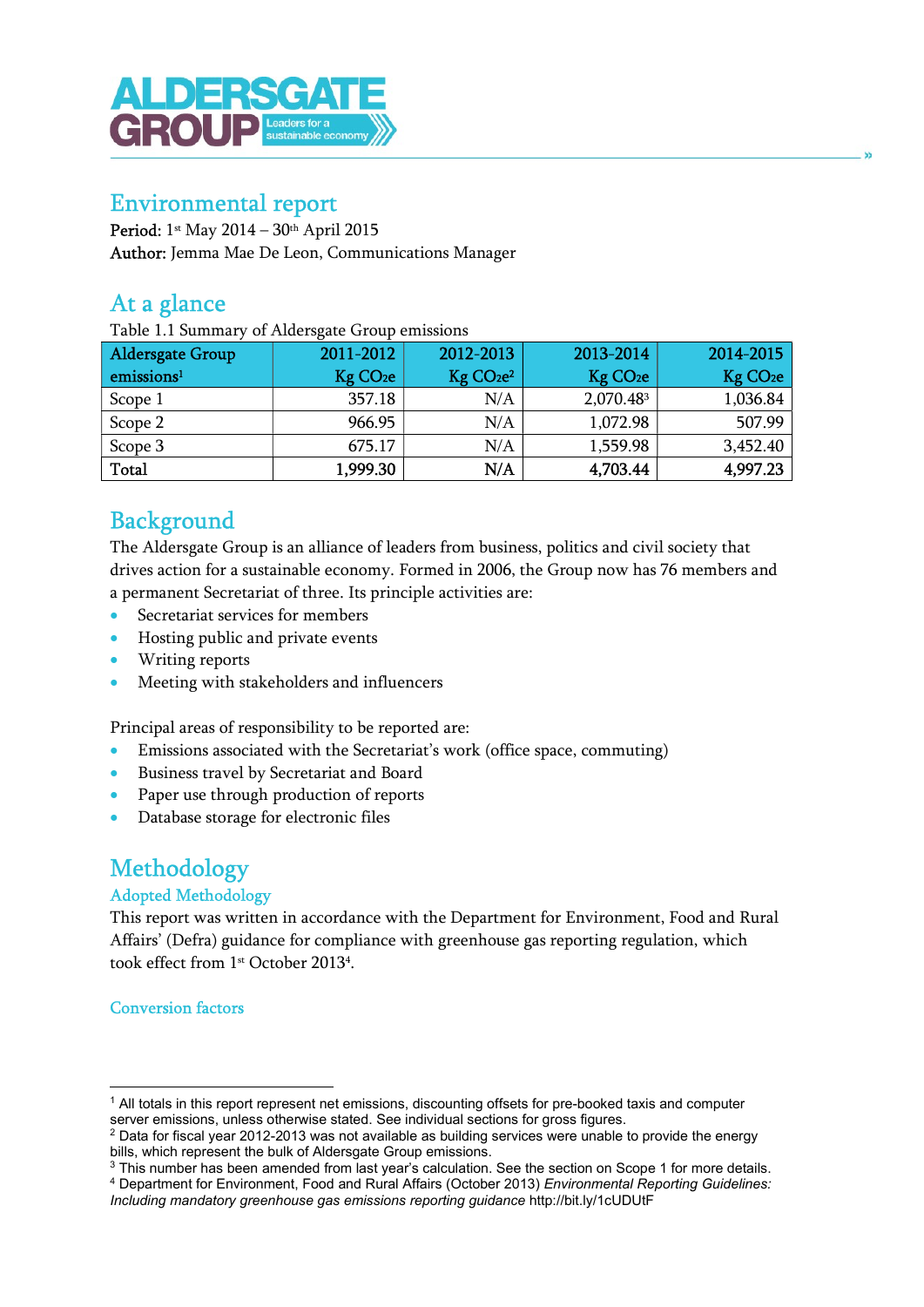# Environmental report

**Period:** 1st May 2014 – 30th April 2015
**Author:** Jemma Mae De Leon, Communications Manager

## At a glance

Table 1.1 Summary of Aldersgate Group emissions

| Aldersgate Group emissions[1] | 2011-2012 Kg $CO_2e$ | 2012-2013 Kg $CO_2e$[2] | 2013-2014 Kg $CO_2e$ | 2014-2015 Kg $CO_2e$ |
|---|---|---|---|---|
| Scope 1 | 357.18 | N/A | 2,070.48[3] | 1,036.84 |
| Scope 2 | 966.95 | N/A | 1,072.98 | 507.99 |
| Scope 3 | 675.17 | N/A | 1,559.98 | 3,452.40 |
| **Total** | **1,999.30** | **N/A** | **4,703.44** | **4,997.23** |

## Background

The Aldersgate Group is an alliance of leaders from business, politics and civil society that drives action for a sustainable economy. Formed in 2006, the Group now has 76 members and a permanent Secretariat of three. Its principle activities are:

- Secretariat services for members
- Hosting public and private events
- Writing reports
- Meeting with stakeholders and influencers

Principal areas of responsibility to be reported are:

- Emissions associated with the Secretariat's work (office space, commuting)
- Business travel by Secretariat and Board
- Paper use through production of reports
- Database storage for electronic files

## Methodology

### Adopted Methodology

This report was written in accordance with the Department for Environment, Food and Rural Affairs' (Defra) guidance for compliance with greenhouse gas reporting regulation, which took effect from 1st October 2013[4].

### Conversion factors

---

[1] All totals in this report represent net emissions, discounting offsets for pre-booked taxis and computer server emissions, unless otherwise stated. See individual sections for gross figures.
[2] Data for fiscal year 2012-2013 was not available as building services were unable to provide the energy bills, which represent the bulk of Aldersgate Group emissions.
[3] This number has been amended from last year's calculation. See the section on Scope 1 for more details.
[4] Department for Environment, Food and Rural Affairs (October 2013) *Environmental Reporting Guidelines: Including mandatory greenhouse gas emissions reporting guidance* http://bit.ly/1cUDUtF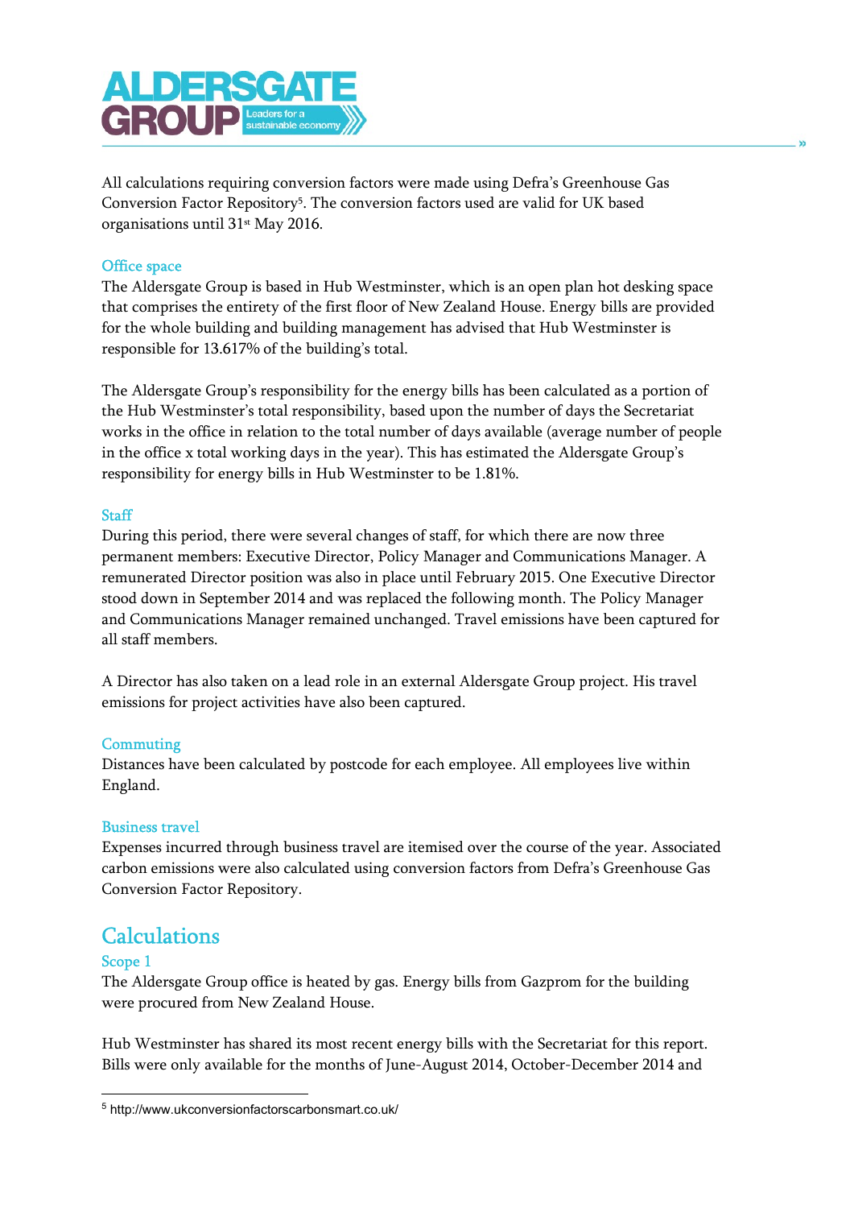All calculations requiring conversion factors were made using Defra's Greenhouse Gas Conversion Factor Repository[5]. The conversion factors used are valid for UK based organisations until 31st May 2016.

### Office space

The Aldersgate Group is based in Hub Westminster, which is an open plan hot desking space that comprises the entirety of the first floor of New Zealand House. Energy bills are provided for the whole building and building management has advised that Hub Westminster is responsible for 13.617% of the building's total.

The Aldersgate Group's responsibility for the energy bills has been calculated as a portion of the Hub Westminster's total responsibility, based upon the number of days the Secretariat works in the office in relation to the total number of days available (average number of people in the office x total working days in the year). This has estimated the Aldersgate Group's responsibility for energy bills in Hub Westminster to be 1.81%.

### Staff

During this period, there were several changes of staff, for which there are now three permanent members: Executive Director, Policy Manager and Communications Manager. A remunerated Director position was also in place until February 2015. One Executive Director stood down in September 2014 and was replaced the following month. The Policy Manager and Communications Manager remained unchanged. Travel emissions have been captured for all staff members.

A Director has also taken on a lead role in an external Aldersgate Group project. His travel emissions for project activities have also been captured.

### Commuting

Distances have been calculated by postcode for each employee. All employees live within England.

### Business travel

Expenses incurred through business travel are itemised over the course of the year. Associated carbon emissions were also calculated using conversion factors from Defra's Greenhouse Gas Conversion Factor Repository.

## Calculations

### Scope 1

The Aldersgate Group office is heated by gas. Energy bills from Gazprom for the building were procured from New Zealand House.

Hub Westminster has shared its most recent energy bills with the Secretariat for this report. Bills were only available for the months of June-August 2014, October-December 2014 and

[5] http://www.ukconversionfactorscarbonsmart.co.uk/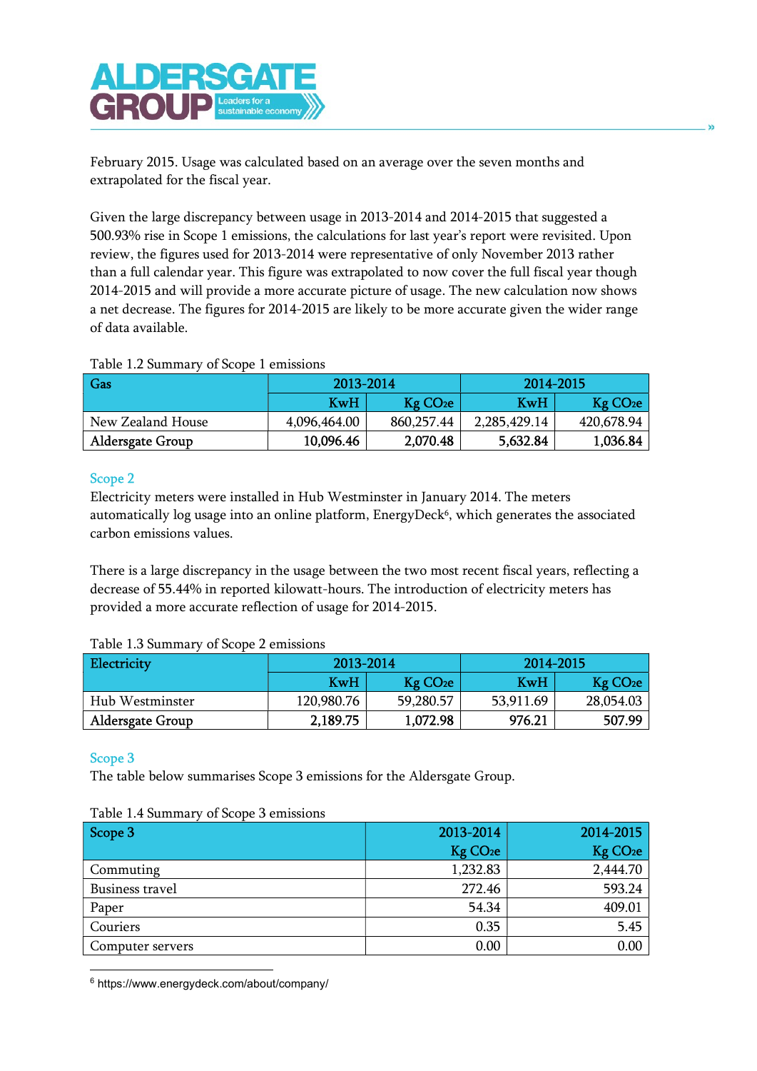February 2015. Usage was calculated based on an average over the seven months and extrapolated for the fiscal year.

Given the large discrepancy between usage in 2013-2014 and 2014-2015 that suggested a 500.93% rise in Scope 1 emissions, the calculations for last year's report were revisited. Upon review, the figures used for 2013-2014 were representative of only November 2013 rather than a full calendar year. This figure was extrapolated to now cover the full fiscal year though 2014-2015 and will provide a more accurate picture of usage. The new calculation now shows a net decrease. The figures for 2014-2015 are likely to be more accurate given the wider range of data available.

Table 1.2 Summary of Scope 1 emissions

| Gas | 2013-2014 | | 2014-2015 | |
|---|---|---|---|---|
| | KwH | Kg $CO_2e$ | KwH | Kg $CO_2e$ |
| New Zealand House | 4,096,464.00 | 860,257.44 | 2,285,429.14 | 420,678.94 |
| **Aldersgate Group** | **10,096.46** | **2,070.48** | **5,632.84** | **1,036.84** |

## Scope 2

Electricity meters were installed in Hub Westminster in January 2014. The meters automatically log usage into an online platform, EnergyDeck[6], which generates the associated carbon emissions values.

There is a large discrepancy in the usage between the two most recent fiscal years, reflecting a decrease of 55.44% in reported kilowatt-hours. The introduction of electricity meters has provided a more accurate reflection of usage for 2014-2015.

Table 1.3 Summary of Scope 2 emissions

| Electricity | 2013-2014 | | 2014-2015 | |
|---|---|---|---|---|
| | KwH | Kg $CO_2e$ | KwH | Kg $CO_2e$ |
| Hub Westminster | 120,980.76 | 59,280.57 | 53,911.69 | 28,054.03 |
| **Aldersgate Group** | **2,189.75** | **1,072.98** | **976.21** | **507.99** |

## Scope 3

The table below summarises Scope 3 emissions for the Aldersgate Group.

Table 1.4 Summary of Scope 3 emissions

| Scope 3 | 2013-2014 Kg $CO_2e$ | 2014-2015 Kg $CO_2e$ |
|---|---|---|
| Commuting | 1,232.83 | 2,444.70 |
| Business travel | 272.46 | 593.24 |
| Paper | 54.34 | 409.01 |
| Couriers | 0.35 | 5.45 |
| Computer servers | 0.00 | 0.00 |

[6] https://www.energydeck.com/about/company/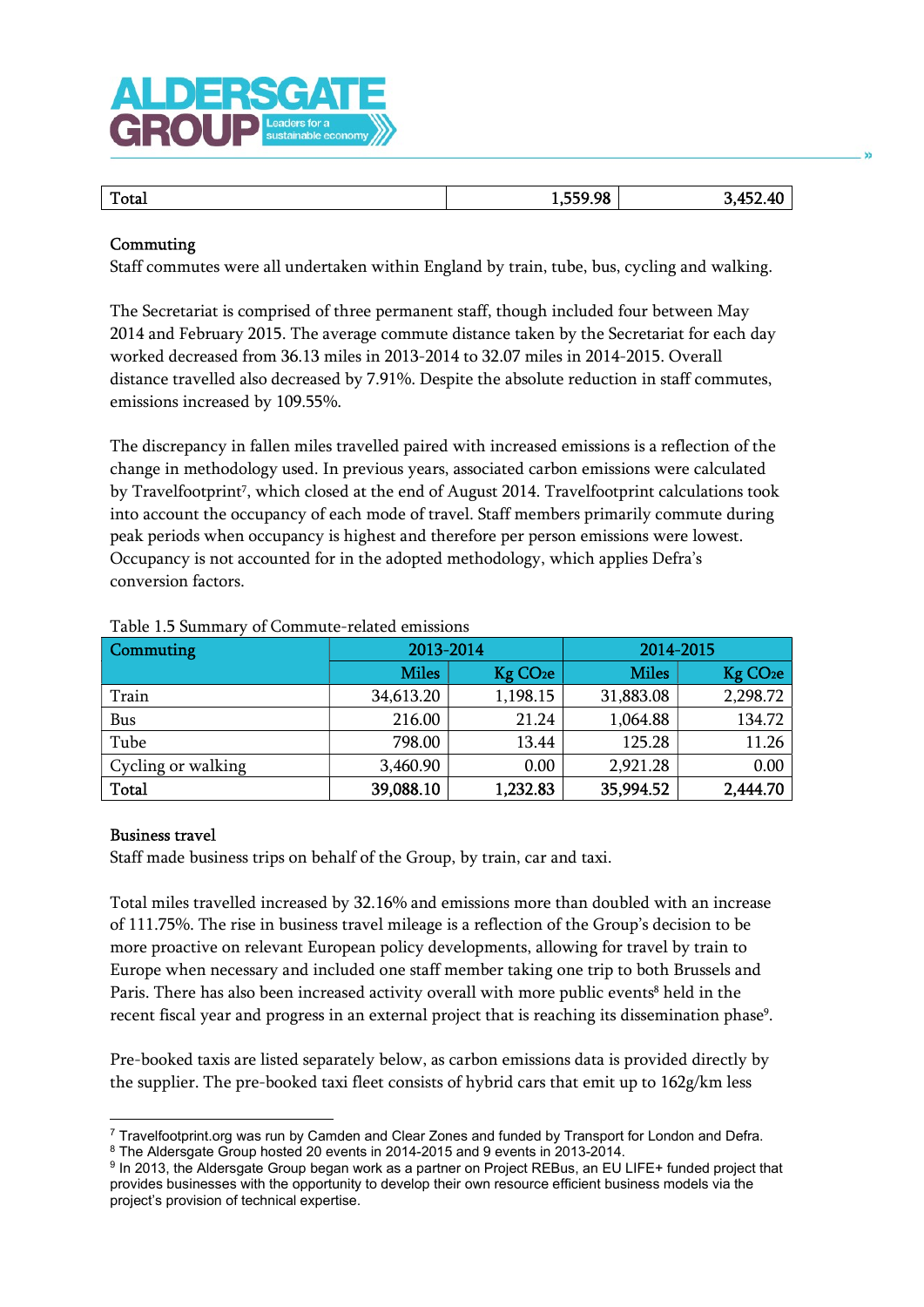| Total | 1,559.98 | 3,452.40 |
|---|---|---|

Commuting

Staff commutes were all undertaken within England by train, tube, bus, cycling and walking.

The Secretariat is comprised of three permanent staff, though included four between May 2014 and February 2015. The average commute distance taken by the Secretariat for each day worked decreased from 36.13 miles in 2013-2014 to 32.07 miles in 2014-2015. Overall distance travelled also decreased by 7.91%. Despite the absolute reduction in staff commutes, emissions increased by 109.55%.

The discrepancy in fallen miles travelled paired with increased emissions is a reflection of the change in methodology used. In previous years, associated carbon emissions were calculated by Travelfootprint[7], which closed at the end of August 2014. Travelfootprint calculations took into account the occupancy of each mode of travel. Staff members primarily commute during peak periods when occupancy is highest and therefore per person emissions were lowest. Occupancy is not accounted for in the adopted methodology, which applies Defra's conversion factors.

Table 1.5 Summary of Commute-related emissions

| Commuting | 2013-2014 | | 2014-2015 | |
|---|---|---|---|---|
| | Miles | Kg $CO_2e$ | Miles | Kg $CO_2e$ |
| Train | 34,613.20 | 1,198.15 | 31,883.08 | 2,298.72 |
| Bus | 216.00 | 21.24 | 1,064.88 | 134.72 |
| Tube | 798.00 | 13.44 | 125.28 | 11.26 |
| Cycling or walking | 3,460.90 | 0.00 | 2,921.28 | 0.00 |
| **Total** | **39,088.10** | **1,232.83** | **35,994.52** | **2,444.70** |

Business travel

Staff made business trips on behalf of the Group, by train, car and taxi.

Total miles travelled increased by 32.16% and emissions more than doubled with an increase of 111.75%. The rise in business travel mileage is a reflection of the Group's decision to be more proactive on relevant European policy developments, allowing for travel by train to Europe when necessary and included one staff member taking one trip to both Brussels and Paris. There has also been increased activity overall with more public events[8] held in the recent fiscal year and progress in an external project that is reaching its dissemination phase[9].

Pre-booked taxis are listed separately below, as carbon emissions data is provided directly by the supplier. The pre-booked taxi fleet consists of hybrid cars that emit up to 162g/km less

[7] Travelfootprint.org was run by Camden and Clear Zones and funded by Transport for London and Defra.

[8] The Aldersgate Group hosted 20 events in 2014-2015 and 9 events in 2013-2014.

[9] In 2013, the Aldersgate Group began work as a partner on Project REBus, an EU LIFE+ funded project that provides businesses with the opportunity to develop their own resource efficient business models via the project's provision of technical expertise.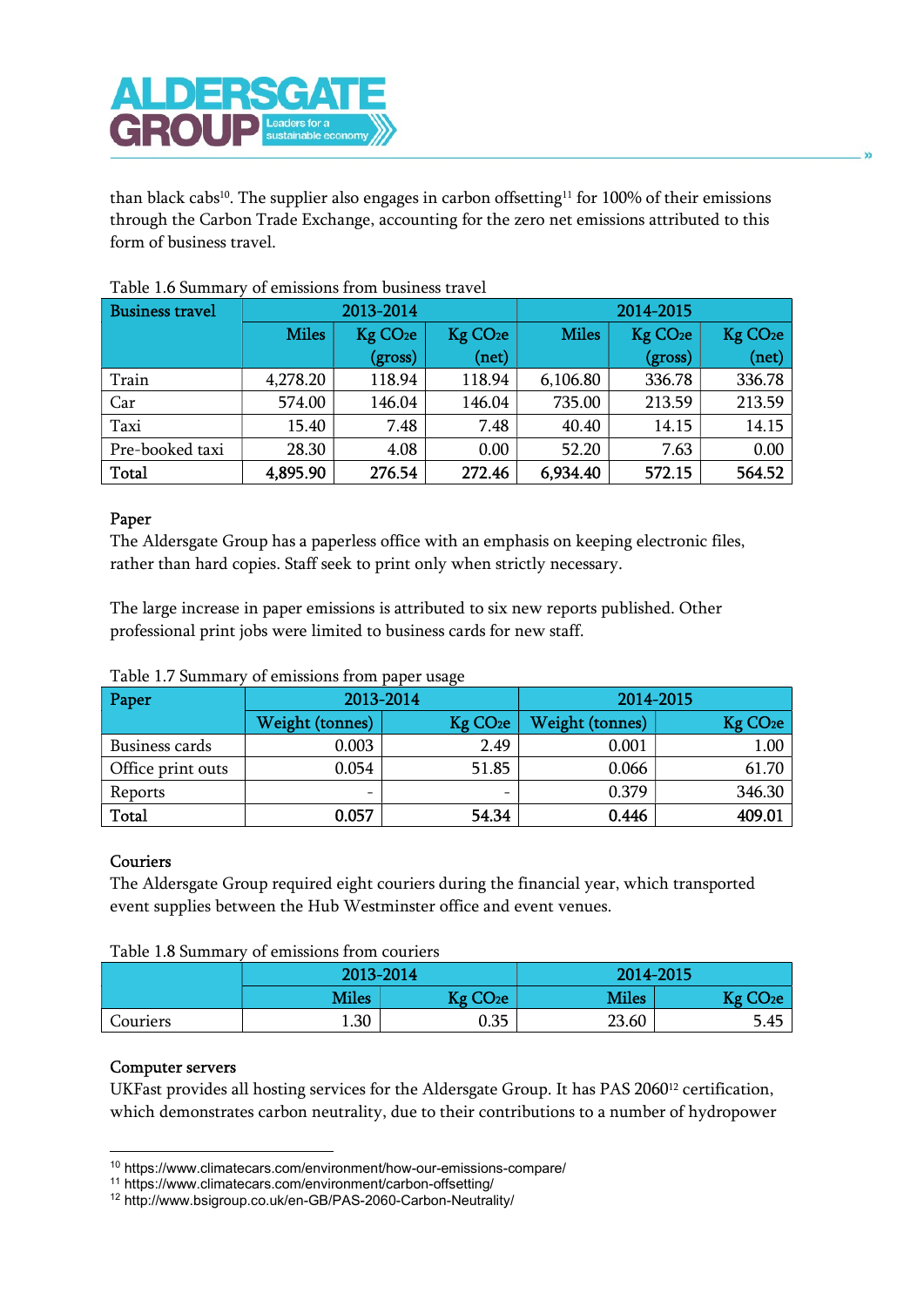than black cabs[10]. The supplier also engages in carbon offsetting[11] for 100% of their emissions through the Carbon Trade Exchange, accounting for the zero net emissions attributed to this form of business travel.

Table 1.6 Summary of emissions from business travel

| Business travel | 2013-2014 | | | 2014-2015 | | |
|---|---|---|---|---|---|---|
| | Miles | Kg $CO_2e$ (gross) | Kg $CO_2e$ (net) | Miles | Kg $CO_2e$ (gross) | Kg $CO_2e$ (net) |
| Train | 4,278.20 | 118.94 | 118.94 | 6,106.80 | 336.78 | 336.78 |
| Car | 574.00 | 146.04 | 146.04 | 735.00 | 213.59 | 213.59 |
| Taxi | 15.40 | 7.48 | 7.48 | 40.40 | 14.15 | 14.15 |
| Pre-booked taxi | 28.30 | 4.08 | 0.00 | 52.20 | 7.63 | 0.00 |
| **Total** | **4,895.90** | **276.54** | **272.46** | **6,934.40** | **572.15** | **564.52** |

### Paper

The Aldersgate Group has a paperless office with an emphasis on keeping electronic files, rather than hard copies. Staff seek to print only when strictly necessary.

The large increase in paper emissions is attributed to six new reports published. Other professional print jobs were limited to business cards for new staff.

Table 1.7 Summary of emissions from paper usage

| Paper | 2013-2014 | | 2014-2015 | |
|---|---|---|---|---|
| | Weight (tonnes) | Kg $CO_2e$ | Weight (tonnes) | Kg $CO_2e$ |
| Business cards | 0.003 | 2.49 | 0.001 | 1.00 |
| Office print outs | 0.054 | 51.85 | 0.066 | 61.70 |
| Reports | - | - | 0.379 | 346.30 |
| **Total** | **0.057** | **54.34** | **0.446** | **409.01** |

### Couriers

The Aldersgate Group required eight couriers during the financial year, which transported event supplies between the Hub Westminster office and event venues.

Table 1.8 Summary of emissions from couriers

| | 2013-2014 | | 2014-2015 | |
|---|---|---|---|---|
| | Miles | Kg $CO_2e$ | Miles | Kg $CO_2e$ |
| Couriers | 1.30 | 0.35 | 23.60 | 5.45 |

### Computer servers

UKFast provides all hosting services for the Aldersgate Group. It has PAS 2060[12] certification, which demonstrates carbon neutrality, due to their contributions to a number of hydropower

---

[10] https://www.climatecars.com/environment/how-our-emissions-compare/
[11] https://www.climatecars.com/environment/carbon-offsetting/
[12] http://www.bsigroup.co.uk/en-GB/PAS-2060-Carbon-Neutrality/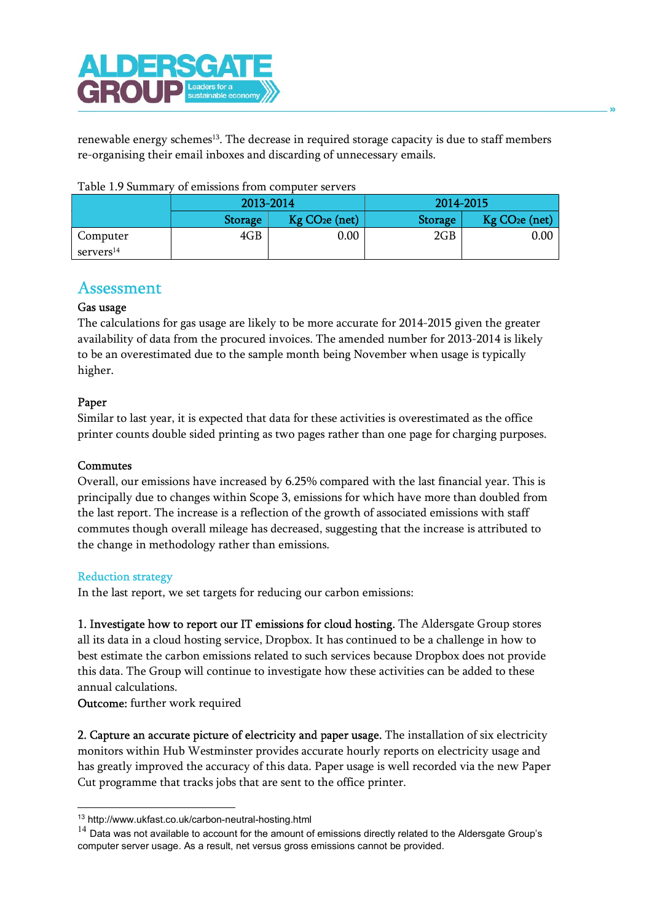renewable energy schemes[13]. The decrease in required storage capacity is due to staff members re-organising their email inboxes and discarding of unnecessary emails.

Table 1.9 Summary of emissions from computer servers

| | 2013-2014 | | 2014-2015 | |
|---|---|---|---|---|
| | Storage | Kg $CO_2e$ (net) | Storage | Kg $CO_2e$ (net) |
| Computer servers[14] | 4GB | 0.00 | 2GB | 0.00 |

## Assessment

### Gas usage

The calculations for gas usage are likely to be more accurate for 2014-2015 given the greater availability of data from the procured invoices. The amended number for 2013-2014 is likely to be an overestimated due to the sample month being November when usage is typically higher.

### Paper

Similar to last year, it is expected that data for these activities is overestimated as the office printer counts double sided printing as two pages rather than one page for charging purposes.

### Commutes

Overall, our emissions have increased by 6.25% compared with the last financial year. This is principally due to changes within Scope 3, emissions for which have more than doubled from the last report. The increase is a reflection of the growth of associated emissions with staff commutes though overall mileage has decreased, suggesting that the increase is attributed to the change in methodology rather than emissions.

## Reduction strategy

In the last report, we set targets for reducing our carbon emissions:

**1. Investigate how to report our IT emissions for cloud hosting.** The Aldersgate Group stores all its data in a cloud hosting service, Dropbox. It has continued to be a challenge in how to best estimate the carbon emissions related to such services because Dropbox does not provide this data. The Group will continue to investigate how these activities can be added to these annual calculations.

**Outcome:** further work required

**2. Capture an accurate picture of electricity and paper usage.** The installation of six electricity monitors within Hub Westminster provides accurate hourly reports on electricity usage and has greatly improved the accuracy of this data. Paper usage is well recorded via the new Paper Cut programme that tracks jobs that are sent to the office printer.

---

[13] http://www.ukfast.co.uk/carbon-neutral-hosting.html

[14] Data was not available to account for the amount of emissions directly related to the Aldersgate Group's computer server usage. As a result, net versus gross emissions cannot be provided.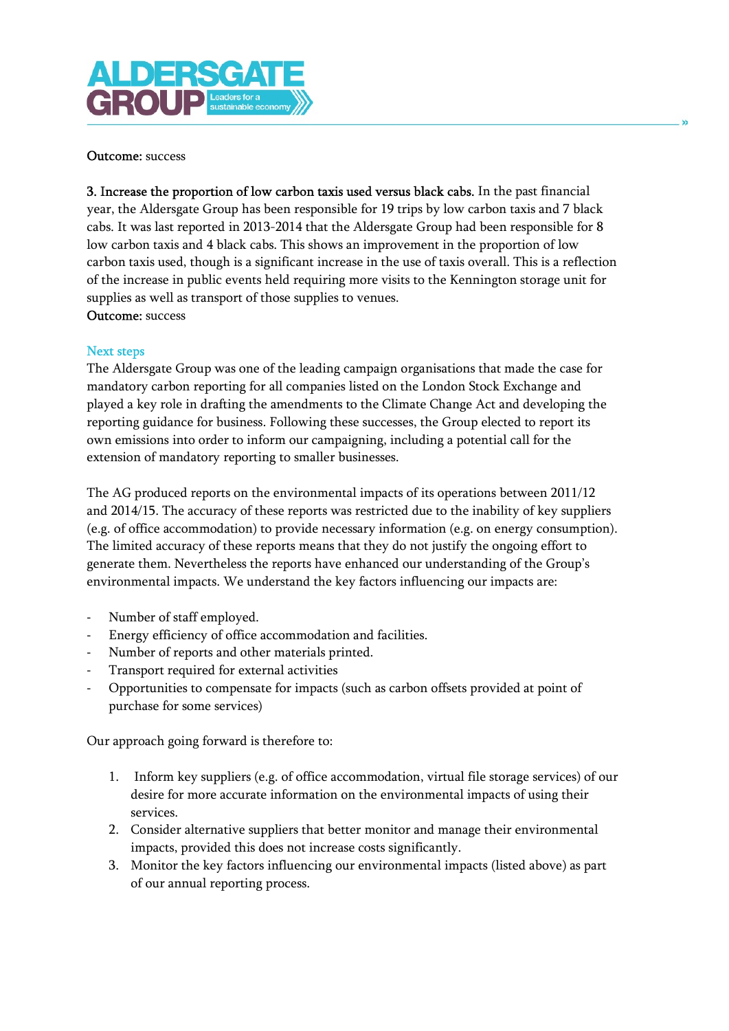**Outcome:** success

**3. Increase the proportion of low carbon taxis used versus black cabs.** In the past financial year, the Aldersgate Group has been responsible for 19 trips by low carbon taxis and 7 black cabs. It was last reported in 2013-2014 that the Aldersgate Group had been responsible for 8 low carbon taxis and 4 black cabs. This shows an improvement in the proportion of low carbon taxis used, though is a significant increase in the use of taxis overall. This is a reflection of the increase in public events held requiring more visits to the Kennington storage unit for supplies as well as transport of those supplies to venues.
**Outcome:** success

## Next steps

The Aldersgate Group was one of the leading campaign organisations that made the case for mandatory carbon reporting for all companies listed on the London Stock Exchange and played a key role in drafting the amendments to the Climate Change Act and developing the reporting guidance for business. Following these successes, the Group elected to report its own emissions into order to inform our campaigning, including a potential call for the extension of mandatory reporting to smaller businesses.

The AG produced reports on the environmental impacts of its operations between 2011/12 and 2014/15. The accuracy of these reports was restricted due to the inability of key suppliers (e.g. of office accommodation) to provide necessary information (e.g. on energy consumption). The limited accuracy of these reports means that they do not justify the ongoing effort to generate them. Nevertheless the reports have enhanced our understanding of the Group's environmental impacts. We understand the key factors influencing our impacts are:

- Number of staff employed.
- Energy efficiency of office accommodation and facilities.
- Number of reports and other materials printed.
- Transport required for external activities
- Opportunities to compensate for impacts (such as carbon offsets provided at point of purchase for some services)

Our approach going forward is therefore to:

1. Inform key suppliers (e.g. of office accommodation, virtual file storage services) of our desire for more accurate information on the environmental impacts of using their services.
2. Consider alternative suppliers that better monitor and manage their environmental impacts, provided this does not increase costs significantly.
3. Monitor the key factors influencing our environmental impacts (listed above) as part of our annual reporting process.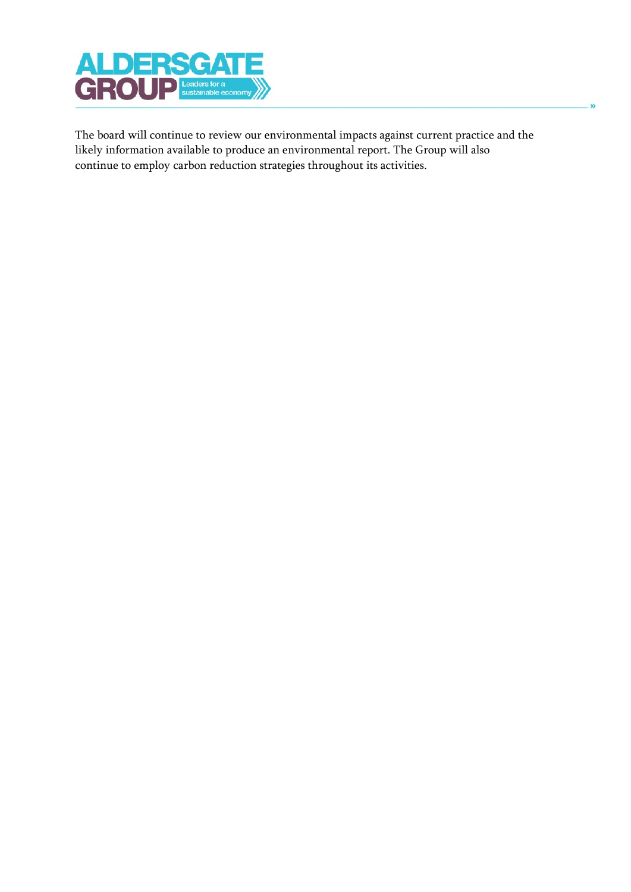The board will continue to review our environmental impacts against current practice and the likely information available to produce an environmental report. The Group will also continue to employ carbon reduction strategies throughout its activities.